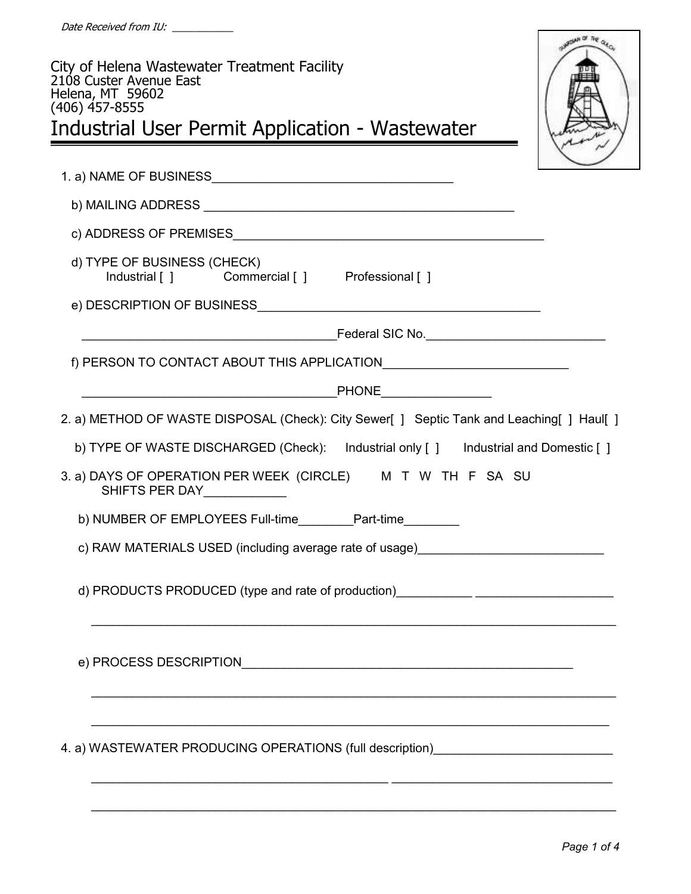*Date Received from IU: ___________*

City of Helena Wastewater Treatment Facility
2108 Custer Avenue East
Helena, MT 59602
(406) 457-8555

# Industrial User Permit Application - Wastewater

1. a) NAME OF BUSINESS___________________________________

   b) MAILING ADDRESS ______________________________________________

   c) ADDRESS OF PREMISES_______________________________________________

   d) TYPE OF BUSINESS (CHECK)
   Industrial [ ] Commercial [ ] Professional [ ]

   e) DESCRIPTION OF BUSINESS__________________________________________

   _____________________________________Federal SIC No.__________________________

   f) PERSON TO CONTACT ABOUT THIS APPLICATION___________________________

   _____________________________________PHONE________________

2. a) METHOD OF WASTE DISPOSAL (Check): City Sewer[ ] Septic Tank and Leaching[ ] Haul[ ]

   b) TYPE OF WASTE DISCHARGED (Check): Industrial only [ ] Industrial and Domestic [ ]

3. a) DAYS OF OPERATION PER WEEK (CIRCLE) M T W TH F SA SU
   SHIFTS PER DAY____________

   b) NUMBER OF EMPLOYEES Full-time________Part-time________

   c) RAW MATERIALS USED (including average rate of usage)___________________________

   d) PRODUCTS PRODUCED (type and rate of production)___________ ____________________

   ______________________________________________________________________________

   e) PROCESS DESCRIPTION________________________________________________

   ______________________________________________________________________________

   ______________________________________________________________________________

4. a) WASTEWATER PRODUCING OPERATIONS (full description)__________________________

   ____________________________________________ _________________________________

   ______________________________________________________________________________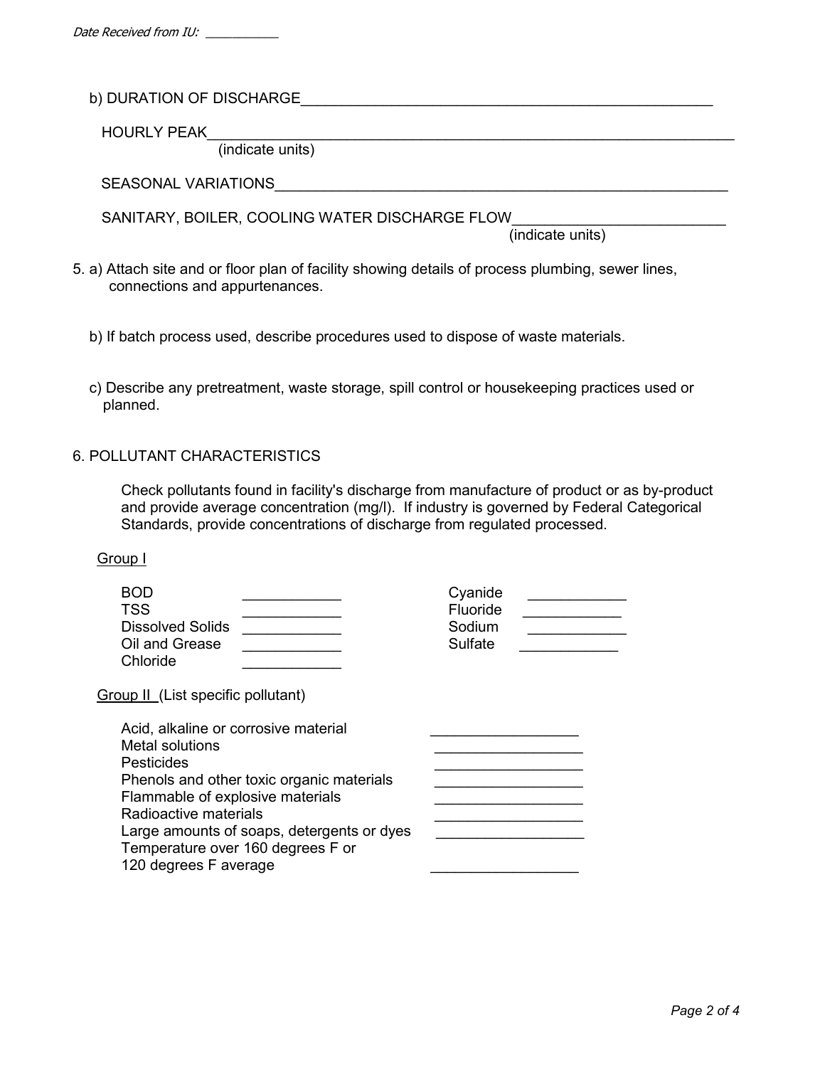*Date Received from IU: ___________*

b) DURATION OF DISCHARGE_____________________________________________________

HOURLY PEAK_______________________________________________________________
(indicate units)

SEASONAL VARIATIONS_______________________________________________________

SANITARY, BOILER, COOLING WATER DISCHARGE FLOW__________________________
(indicate units)

5. a) Attach site and or floor plan of facility showing details of process plumbing, sewer lines, connections and appurtenances.

   b) If batch process used, describe procedures used to dispose of waste materials.

   c) Describe any pretreatment, waste storage, spill control or housekeeping practices used or planned.

6. POLLUTANT CHARACTERISTICS

   Check pollutants found in facility's discharge from manufacture of product or as by-product and provide average concentration (mg/l). If industry is governed by Federal Categorical Standards, provide concentrations of discharge from regulated processed.

   Group I

| | | | |
|---|---|---|---|
| BOD | ____________ | Cyanide | ____________ |
| TSS | ____________ | Fluoride | ____________ |
| Dissolved Solids | ____________ | Sodium | ____________ |
| Oil and Grease | ____________ | Sulfate | ____________ |
| Chloride | ____________ | | |

   Group II (List specific pollutant)

| | |
|---|---|
| Acid, alkaline or corrosive material | __________________ |
| Metal solutions | __________________ |
| Pesticides | __________________ |
| Phenols and other toxic organic materials | __________________ |
| Flammable of explosive materials | __________________ |
| Radioactive materials | __________________ |
| Large amounts of soaps, detergents or dyes | __________________ |
| Temperature over 160 degrees F or 120 degrees F average | __________________ |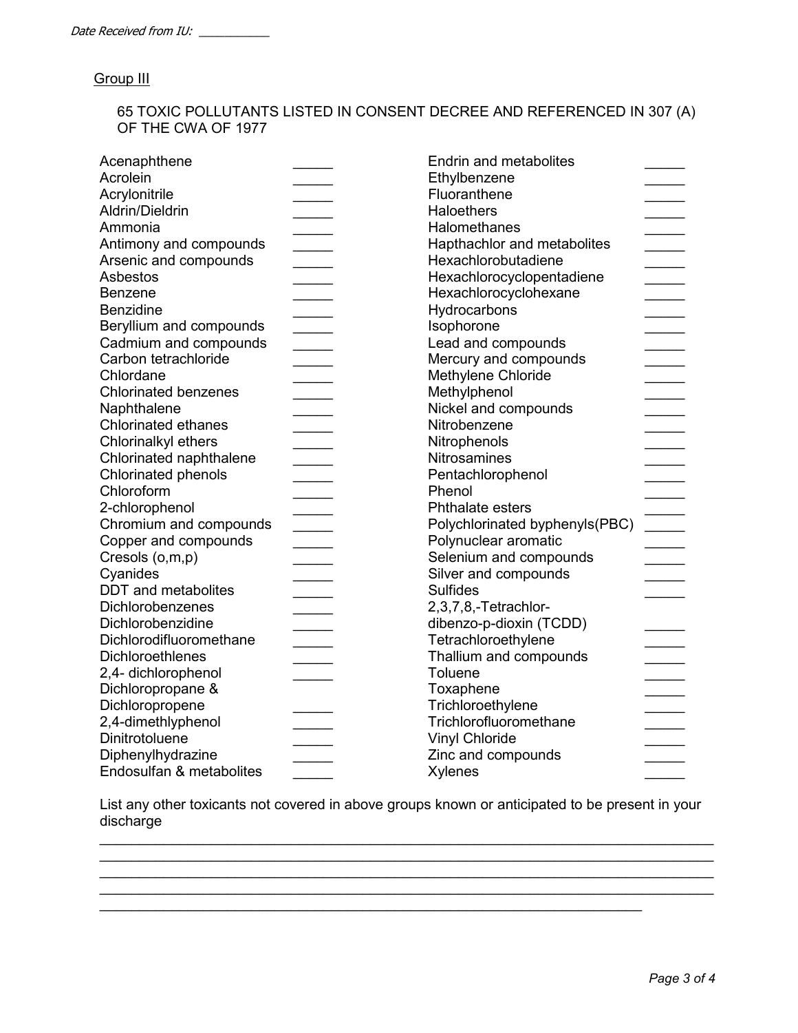*Date Received from IU: \_\_\_\_\_\_\_\_\_\_\_*

Group III

65 TOXIC POLLUTANTS LISTED IN CONSENT DECREE AND REFERENCED IN 307 (A) OF THE CWA OF 1977

| Pollutant | | Pollutant | |
|---|---|---|---|
| Acenaphthene | \_\_\_\_\_ | Endrin and metabolites | \_\_\_\_\_ |
| Acrolein | \_\_\_\_\_ | Ethylbenzene | \_\_\_\_\_ |
| Acrylonitrile | \_\_\_\_\_ | Fluoranthene | \_\_\_\_\_ |
| Aldrin/Dieldrin | \_\_\_\_\_ | Haloethers | \_\_\_\_\_ |
| Ammonia | \_\_\_\_\_ | Halomethanes | \_\_\_\_\_ |
| Antimony and compounds | \_\_\_\_\_ | Hapthachlor and metabolites | \_\_\_\_\_ |
| Arsenic and compounds | \_\_\_\_\_ | Hexachlorobutadiene | \_\_\_\_\_ |
| Asbestos | \_\_\_\_\_ | Hexachlorocyclopentadiene | \_\_\_\_\_ |
| Benzene | \_\_\_\_\_ | Hexachlorocyclohexane | \_\_\_\_\_ |
| Benzidine | \_\_\_\_\_ | Hydrocarbons | \_\_\_\_\_ |
| Beryllium and compounds | \_\_\_\_\_ | Isophorone | \_\_\_\_\_ |
| Cadmium and compounds | \_\_\_\_\_ | Lead and compounds | \_\_\_\_\_ |
| Carbon tetrachloride | \_\_\_\_\_ | Mercury and compounds | \_\_\_\_\_ |
| Chlordane | \_\_\_\_\_ | Methylene Chloride | \_\_\_\_\_ |
| Chlorinated benzenes | \_\_\_\_\_ | Methylphenol | \_\_\_\_\_ |
| Naphthalene | \_\_\_\_\_ | Nickel and compounds | \_\_\_\_\_ |
| Chlorinated ethanes | \_\_\_\_\_ | Nitrobenzene | \_\_\_\_\_ |
| Chlorinalkyl ethers | \_\_\_\_\_ | Nitrophenols | \_\_\_\_\_ |
| Chlorinated naphthalene | \_\_\_\_\_ | Nitrosamines | \_\_\_\_\_ |
| Chlorinated phenols | \_\_\_\_\_ | Pentachlorophenol | \_\_\_\_\_ |
| Chloroform | \_\_\_\_\_ | Phenol | \_\_\_\_\_ |
| 2-chlorophenol | \_\_\_\_\_ | Phthalate esters | \_\_\_\_\_ |
| Chromium and compounds | \_\_\_\_\_ | Polychlorinated byphenyls(PBC) | \_\_\_\_\_ |
| Copper and compounds | \_\_\_\_\_ | Polynuclear aromatic | \_\_\_\_\_ |
| Cresols (o,m,p) | \_\_\_\_\_ | Selenium and compounds | \_\_\_\_\_ |
| Cyanides | \_\_\_\_\_ | Silver and compounds | \_\_\_\_\_ |
| DDT and metabolites | \_\_\_\_\_ | Sulfides | \_\_\_\_\_ |
| Dichlorobenzenes | \_\_\_\_\_ | 2,3,7,8,-Tetrachlor-dibenzo-p-dioxin (TCDD) | \_\_\_\_\_ |
| Dichlorobenzidine | \_\_\_\_\_ | Tetrachloroethylene | \_\_\_\_\_ |
| Dichlorodifluoromethane | \_\_\_\_\_ | Thallium and compounds | \_\_\_\_\_ |
| Dichloroethlenes | \_\_\_\_\_ | Toluene | \_\_\_\_\_ |
| 2,4- dichlorophenol | \_\_\_\_\_ | Toxaphene | \_\_\_\_\_ |
| Dichloropropane & Dichloropropene | \_\_\_\_\_ | Trichloroethylene | \_\_\_\_\_ |
| 2,4-dimethlyphenol | \_\_\_\_\_ | Trichlorofluoromethane | \_\_\_\_\_ |
| Dinitrotoluene | \_\_\_\_\_ | Vinyl Chloride | \_\_\_\_\_ |
| Diphenylhydrazine | \_\_\_\_\_ | Zinc and compounds | \_\_\_\_\_ |
| Endosulfan & metabolites | \_\_\_\_\_ | Xylenes | \_\_\_\_\_ |

List any other toxicants not covered in above groups known or anticipated to be present in your discharge

\_\_\_\_\_\_\_\_\_\_\_\_\_\_\_\_\_\_\_\_\_\_\_\_\_\_\_\_\_\_\_\_\_\_\_\_\_\_\_\_\_\_\_\_\_\_\_\_\_\_\_\_\_\_\_\_\_\_\_\_\_\_\_\_\_\_\_\_\_\_\_\_\_\_\_\_
\_\_\_\_\_\_\_\_\_\_\_\_\_\_\_\_\_\_\_\_\_\_\_\_\_\_\_\_\_\_\_\_\_\_\_\_\_\_\_\_\_\_\_\_\_\_\_\_\_\_\_\_\_\_\_\_\_\_\_\_\_\_\_\_\_\_\_\_\_\_\_\_\_\_\_\_
\_\_\_\_\_\_\_\_\_\_\_\_\_\_\_\_\_\_\_\_\_\_\_\_\_\_\_\_\_\_\_\_\_\_\_\_\_\_\_\_\_\_\_\_\_\_\_\_\_\_\_\_\_\_\_\_\_\_\_\_\_\_\_\_\_\_\_\_\_\_\_\_\_\_\_\_
\_\_\_\_\_\_\_\_\_\_\_\_\_\_\_\_\_\_\_\_\_\_\_\_\_\_\_\_\_\_\_\_\_\_\_\_\_\_\_\_\_\_\_\_\_\_\_\_\_\_\_\_\_\_\_\_\_\_\_\_\_\_\_\_\_\_\_\_\_\_\_\_\_\_\_\_
\_\_\_\_\_\_\_\_\_\_\_\_\_\_\_\_\_\_\_\_\_\_\_\_\_\_\_\_\_\_\_\_\_\_\_\_\_\_\_\_\_\_\_\_\_\_\_\_\_\_\_\_\_\_\_\_\_\_\_\_\_\_\_\_\_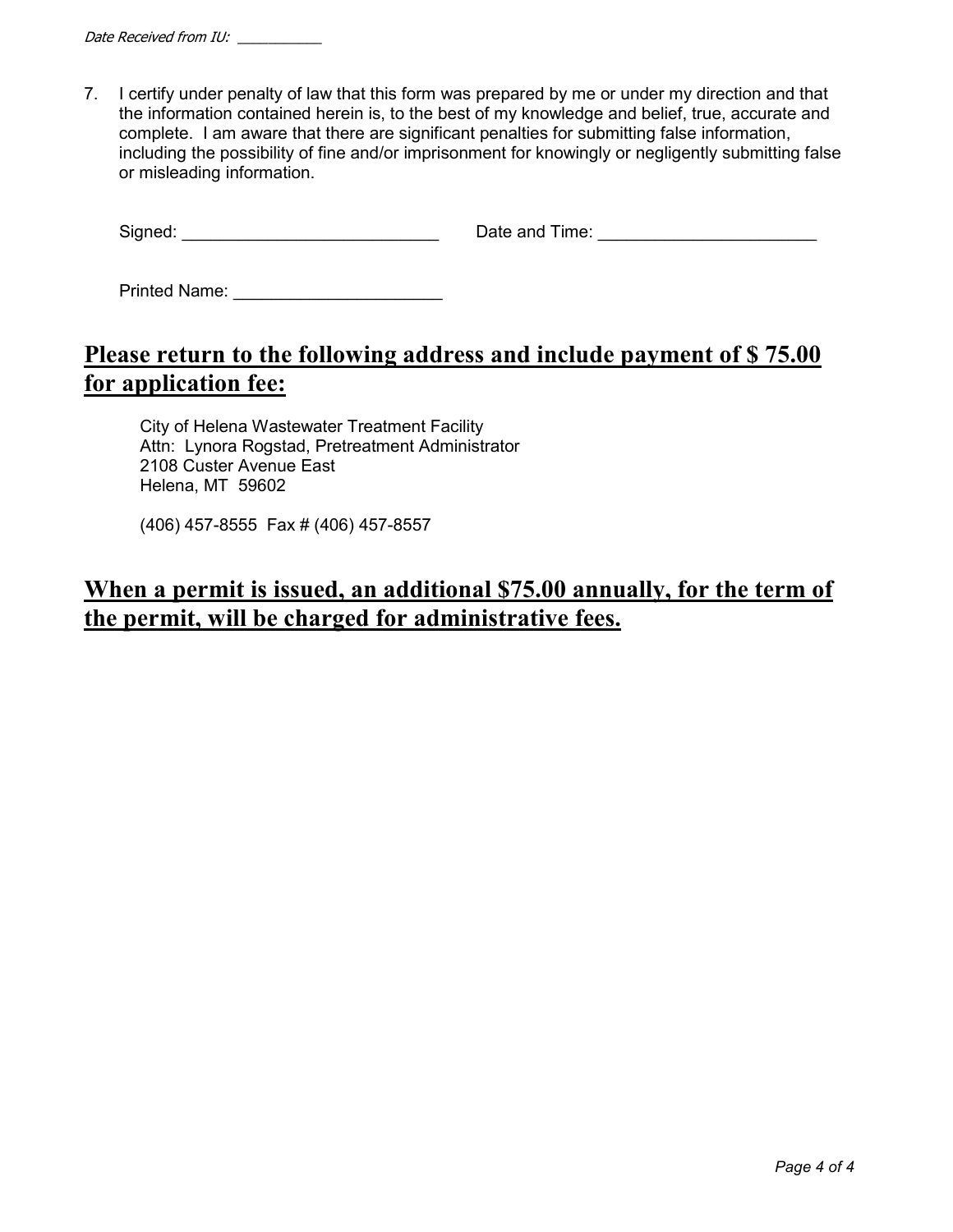*Date Received from IU: __________*

7. I certify under penalty of law that this form was prepared by me or under my direction and that the information contained herein is, to the best of my knowledge and belief, true, accurate and complete. I am aware that there are significant penalties for submitting false information, including the possibility of fine and/or imprisonment for knowingly or negligently submitting false or misleading information.

   Signed: ___________________________ Date and Time: ______________________

   Printed Name: _____________________

## Please return to the following address and include payment of $ 75.00 for application fee:

City of Helena Wastewater Treatment Facility
Attn: Lynora Rogstad, Pretreatment Administrator
2108 Custer Avenue East
Helena, MT 59602

(406) 457-8555 Fax # (406) 457-8557

## When a permit is issued, an additional $75.00 annually, for the term of the permit, will be charged for administrative fees.